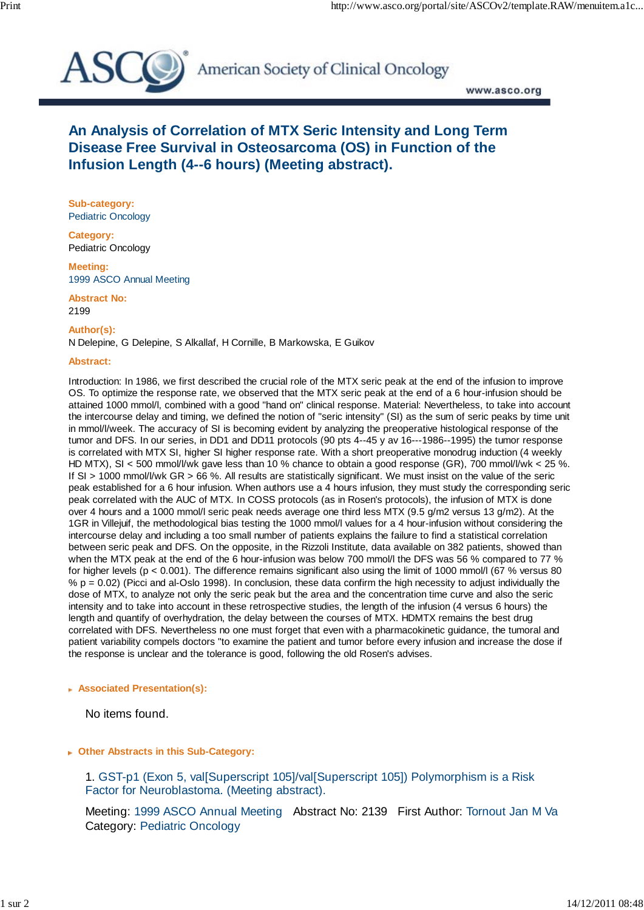# An Analysis of Correlation of MTX Seric Intensity and Long Term Disease Free Survival in Osteosarcoma (OS) in Function of the Infusion Length (4--6 hours) (Meeting abstract).

**Sub-category:**
Pediatric Oncology

**Category:**
Pediatric Oncology

**Meeting:**
1999 ASCO Annual Meeting

**Abstract No:**
2199

**Author(s):**
N Delepine, G Delepine, S Alkallaf, H Cornille, B Markowska, E Guikov

**Abstract:**

Introduction: In 1986, we first described the crucial role of the MTX seric peak at the end of the infusion to improve OS. To optimize the response rate, we observed that the MTX seric peak at the end of a 6 hour-infusion should be attained 1000 mmol/l, combined with a good "hand on" clinical response. Material: Nevertheless, to take into account the intercourse delay and timing, we defined the notion of "seric intensity" (SI) as the sum of seric peaks by time unit in mmol/l/week. The accuracy of SI is becoming evident by analyzing the preoperative histological response of the tumor and DFS. In our series, in DD1 and DD11 protocols (90 pts 4--45 y av 16---1986--1995) the tumor response is correlated with MTX SI, higher SI higher response rate. With a short preoperative monodrug induction (4 weekly HD MTX), SI < 500 mmol/l/wk gave less than 10 % chance to obtain a good response (GR), 700 mmol/l/wk < 25 %. If SI > 1000 mmol/l/wk GR > 66 %. All results are statistically significant. We must insist on the value of the seric peak established for a 6 hour infusion. When authors use a 4 hours infusion, they must study the corresponding seric peak correlated with the AUC of MTX. In COSS protocols (as in Rosen's protocols), the infusion of MTX is done over 4 hours and a 1000 mmol/l seric peak needs average one third less MTX (9.5 g/m2 versus 13 g/m2). At the 1GR in Villejuif, the methodological bias testing the 1000 mmol/l values for a 4 hour-infusion without considering the intercourse delay and including a too small number of patients explains the failure to find a statistical correlation between seric peak and DFS. On the opposite, in the Rizzoli Institute, data available on 382 patients, showed than when the MTX peak at the end of the 6 hour-infusion was below 700 mmol/l the DFS was 56 % compared to 77 % for higher levels ($p < 0.001$). The difference remains significant also using the limit of 1000 mmol/l (67 % versus 80 % $p = 0.02$) (Picci and al-Oslo 1998). In conclusion, these data confirm the high necessity to adjust individually the dose of MTX, to analyze not only the seric peak but the area and the concentration time curve and also the seric intensity and to take into account in these retrospective studies, the length of the infusion (4 versus 6 hours) the length and quantify of overhydration, the delay between the courses of MTX. HDMTX remains the best drug correlated with DFS. Nevertheless no one must forget that even with a pharmacokinetic guidance, the tumoral and patient variability compels doctors "to examine the patient and tumor before every infusion and increase the dose if the response is unclear and the tolerance is good, following the old Rosen's advises.

**Associated Presentation(s):**

No items found.

**Other Abstracts in this Sub-Category:**

1. GST-p1 (Exon 5, val[Superscript 105]/val[Superscript 105]) Polymorphism is a Risk Factor for Neuroblastoma. (Meeting abstract).

Meeting: 1999 ASCO Annual Meeting   Abstract No: 2139   First Author: Tornout Jan M Va
Category: Pediatric Oncology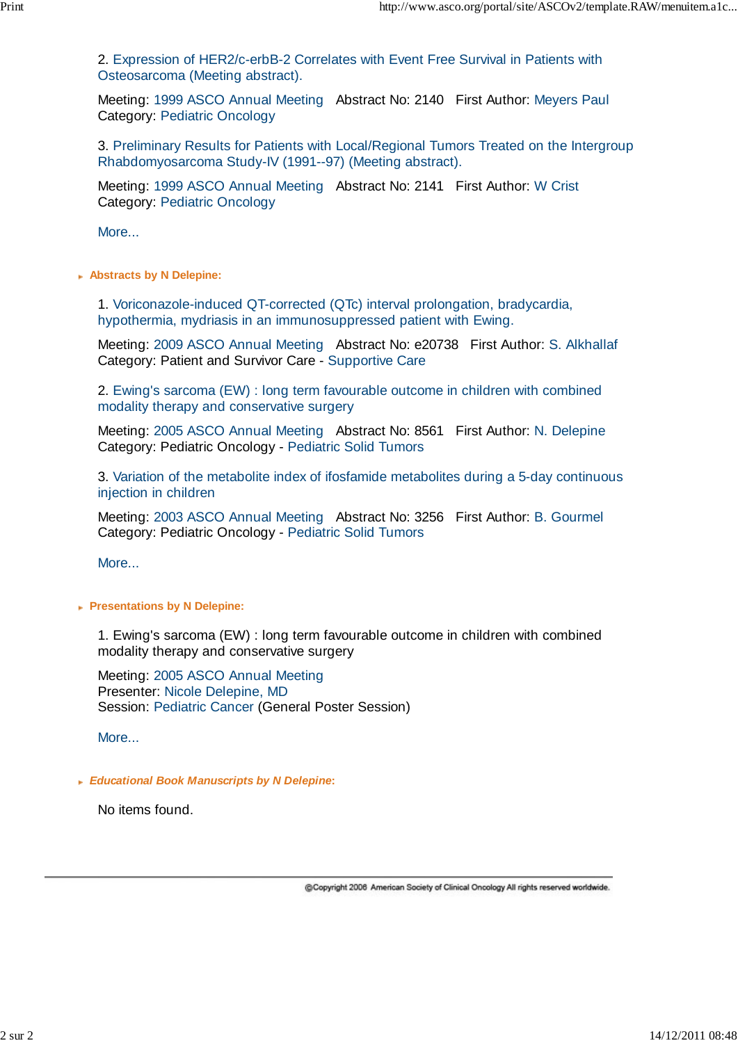2. Expression of HER2/c-erbB-2 Correlates with Event Free Survival in Patients with Osteosarcoma (Meeting abstract).

Meeting: 1999 ASCO Annual Meeting   Abstract No: 2140   First Author: Meyers Paul
Category: Pediatric Oncology

3. Preliminary Results for Patients with Local/Regional Tumors Treated on the Intergroup Rhabdomyosarcoma Study-IV (1991--97) (Meeting abstract).

Meeting: 1999 ASCO Annual Meeting   Abstract No: 2141   First Author: W Crist
Category: Pediatric Oncology

More...

**Abstracts by N Delepine:**

1. Voriconazole-induced QT-corrected (QTc) interval prolongation, bradycardia, hypothermia, mydriasis in an immunosuppressed patient with Ewing.

Meeting: 2009 ASCO Annual Meeting   Abstract No: e20738   First Author: S. Alkhallaf
Category: Patient and Survivor Care - Supportive Care

2. Ewing's sarcoma (EW) : long term favourable outcome in children with combined modality therapy and conservative surgery

Meeting: 2005 ASCO Annual Meeting   Abstract No: 8561   First Author: N. Delepine
Category: Pediatric Oncology - Pediatric Solid Tumors

3. Variation of the metabolite index of ifosfamide metabolites during a 5-day continuous injection in children

Meeting: 2003 ASCO Annual Meeting   Abstract No: 3256   First Author: B. Gourmel
Category: Pediatric Oncology - Pediatric Solid Tumors

More...

**Presentations by N Delepine:**

1. Ewing's sarcoma (EW) : long term favourable outcome in children with combined modality therapy and conservative surgery

Meeting: 2005 ASCO Annual Meeting
Presenter: Nicole Delepine, MD
Session: Pediatric Cancer (General Poster Session)

More...

***Educational Book Manuscripts by N Delepine*:**

No items found.

©Copyright 2006 American Society of Clinical Oncology All rights reserved worldwide.